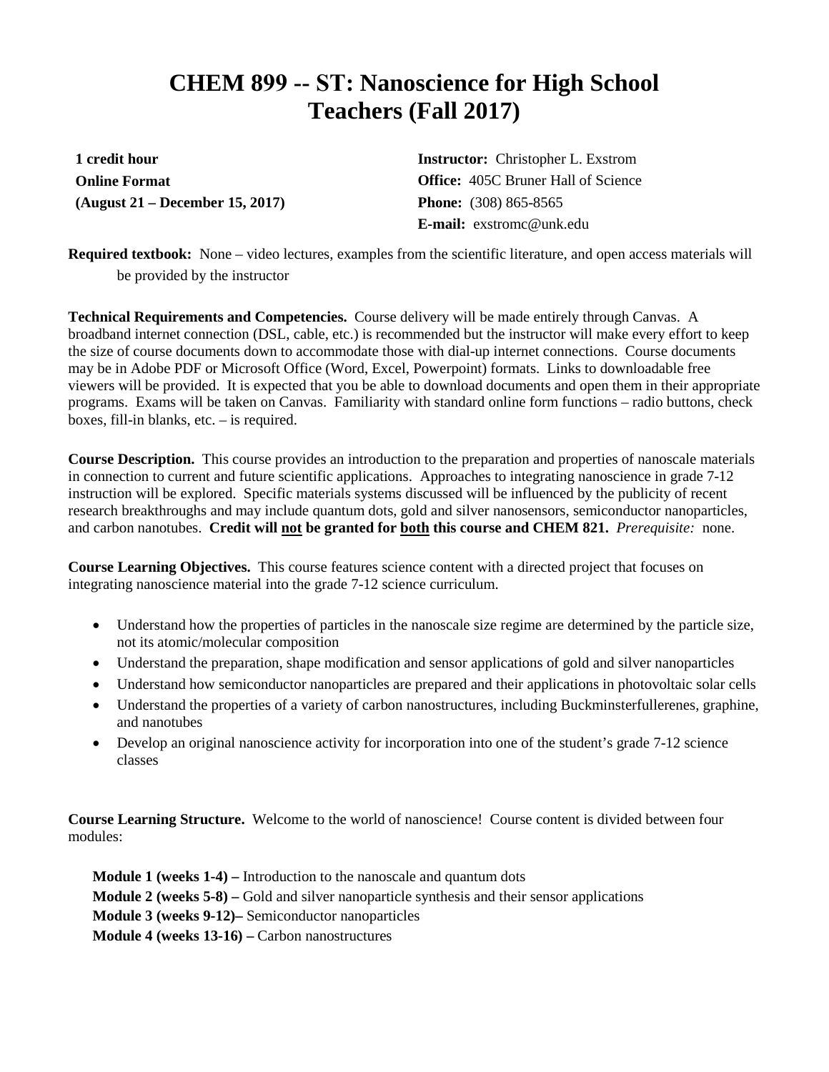# CHEM 899 -- ST: Nanoscience for High School Teachers (Fall 2017)

**1 credit hour**
**Online Format**
**(August 21 – December 15, 2017)**

**Instructor:** Christopher L. Exstrom
**Office:** 405C Bruner Hall of Science
**Phone:** (308) 865-8565
**E-mail:** exstromc@unk.edu

**Required textbook:** None – video lectures, examples from the scientific literature, and open access materials will be provided by the instructor

**Technical Requirements and Competencies.** Course delivery will be made entirely through Canvas. A broadband internet connection (DSL, cable, etc.) is recommended but the instructor will make every effort to keep the size of course documents down to accommodate those with dial-up internet connections. Course documents may be in Adobe PDF or Microsoft Office (Word, Excel, Powerpoint) formats. Links to downloadable free viewers will be provided. It is expected that you be able to download documents and open them in their appropriate programs. Exams will be taken on Canvas. Familiarity with standard online form functions – radio buttons, check boxes, fill-in blanks, etc. – is required.

**Course Description.** This course provides an introduction to the preparation and properties of nanoscale materials in connection to current and future scientific applications. Approaches to integrating nanoscience in grade 7-12 instruction will be explored. Specific materials systems discussed will be influenced by the publicity of recent research breakthroughs and may include quantum dots, gold and silver nanosensors, semiconductor nanoparticles, and carbon nanotubes. **Credit will <u>not</u> be granted for <u>both</u> this course and CHEM 821.** *Prerequisite:* none.

**Course Learning Objectives.** This course features science content with a directed project that focuses on integrating nanoscience material into the grade 7-12 science curriculum.

- Understand how the properties of particles in the nanoscale size regime are determined by the particle size, not its atomic/molecular composition
- Understand the preparation, shape modification and sensor applications of gold and silver nanoparticles
- Understand how semiconductor nanoparticles are prepared and their applications in photovoltaic solar cells
- Understand the properties of a variety of carbon nanostructures, including Buckminsterfullerenes, graphine, and nanotubes
- Develop an original nanoscience activity for incorporation into one of the student's grade 7-12 science classes

**Course Learning Structure.** Welcome to the world of nanoscience! Course content is divided between four modules:

**Module 1 (weeks 1-4) –** Introduction to the nanoscale and quantum dots
**Module 2 (weeks 5-8) –** Gold and silver nanoparticle synthesis and their sensor applications
**Module 3 (weeks 9-12)–** Semiconductor nanoparticles
**Module 4 (weeks 13-16) –** Carbon nanostructures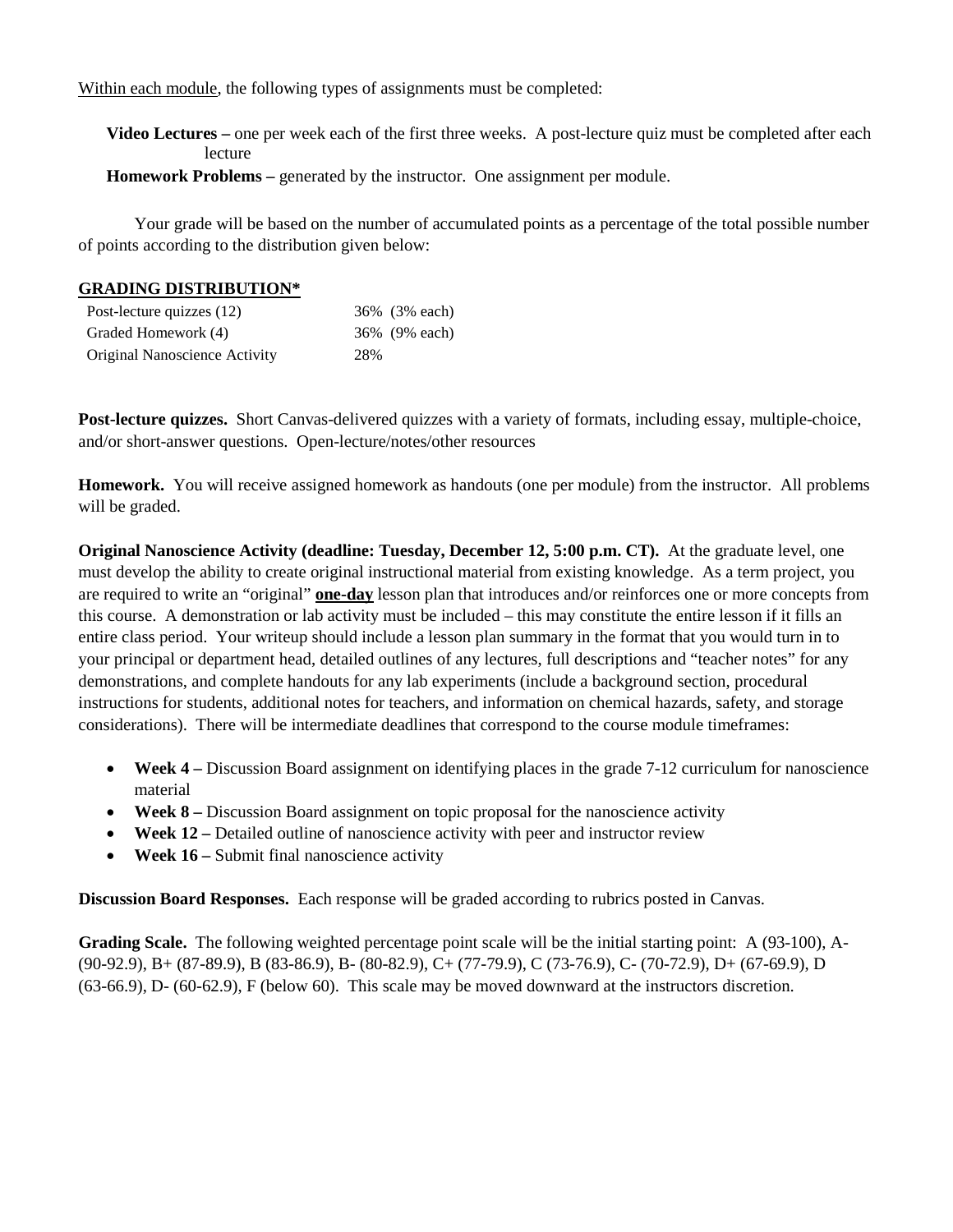Within each module, the following types of assignments must be completed:

**Video Lectures –** one per week each of the first three weeks. A post-lecture quiz must be completed after each lecture

**Homework Problems –** generated by the instructor. One assignment per module.

Your grade will be based on the number of accumulated points as a percentage of the total possible number of points according to the distribution given below:

**GRADING DISTRIBUTION***

| | |
|---|---|
| Post-lecture quizzes (12) | 36% (3% each) |
| Graded Homework (4) | 36% (9% each) |
| Original Nanoscience Activity | 28% |

**Post-lecture quizzes.** Short Canvas-delivered quizzes with a variety of formats, including essay, multiple-choice, and/or short-answer questions. Open-lecture/notes/other resources

**Homework.** You will receive assigned homework as handouts (one per module) from the instructor. All problems will be graded.

**Original Nanoscience Activity (deadline: Tuesday, December 12, 5:00 p.m. CT).** At the graduate level, one must develop the ability to create original instructional material from existing knowledge. As a term project, you are required to write an "original" **one-day** lesson plan that introduces and/or reinforces one or more concepts from this course. A demonstration or lab activity must be included – this may constitute the entire lesson if it fills an entire class period. Your writeup should include a lesson plan summary in the format that you would turn in to your principal or department head, detailed outlines of any lectures, full descriptions and "teacher notes" for any demonstrations, and complete handouts for any lab experiments (include a background section, procedural instructions for students, additional notes for teachers, and information on chemical hazards, safety, and storage considerations). There will be intermediate deadlines that correspond to the course module timeframes:

- **Week 4 –** Discussion Board assignment on identifying places in the grade 7-12 curriculum for nanoscience material
- **Week 8 –** Discussion Board assignment on topic proposal for the nanoscience activity
- **Week 12 –** Detailed outline of nanoscience activity with peer and instructor review
- **Week 16 –** Submit final nanoscience activity

**Discussion Board Responses.** Each response will be graded according to rubrics posted in Canvas.

**Grading Scale.** The following weighted percentage point scale will be the initial starting point: A (93-100), A- (90-92.9), B+ (87-89.9), B (83-86.9), B- (80-82.9), C+ (77-79.9), C (73-76.9), C- (70-72.9), D+ (67-69.9), D (63-66.9), D- (60-62.9), F (below 60). This scale may be moved downward at the instructors discretion.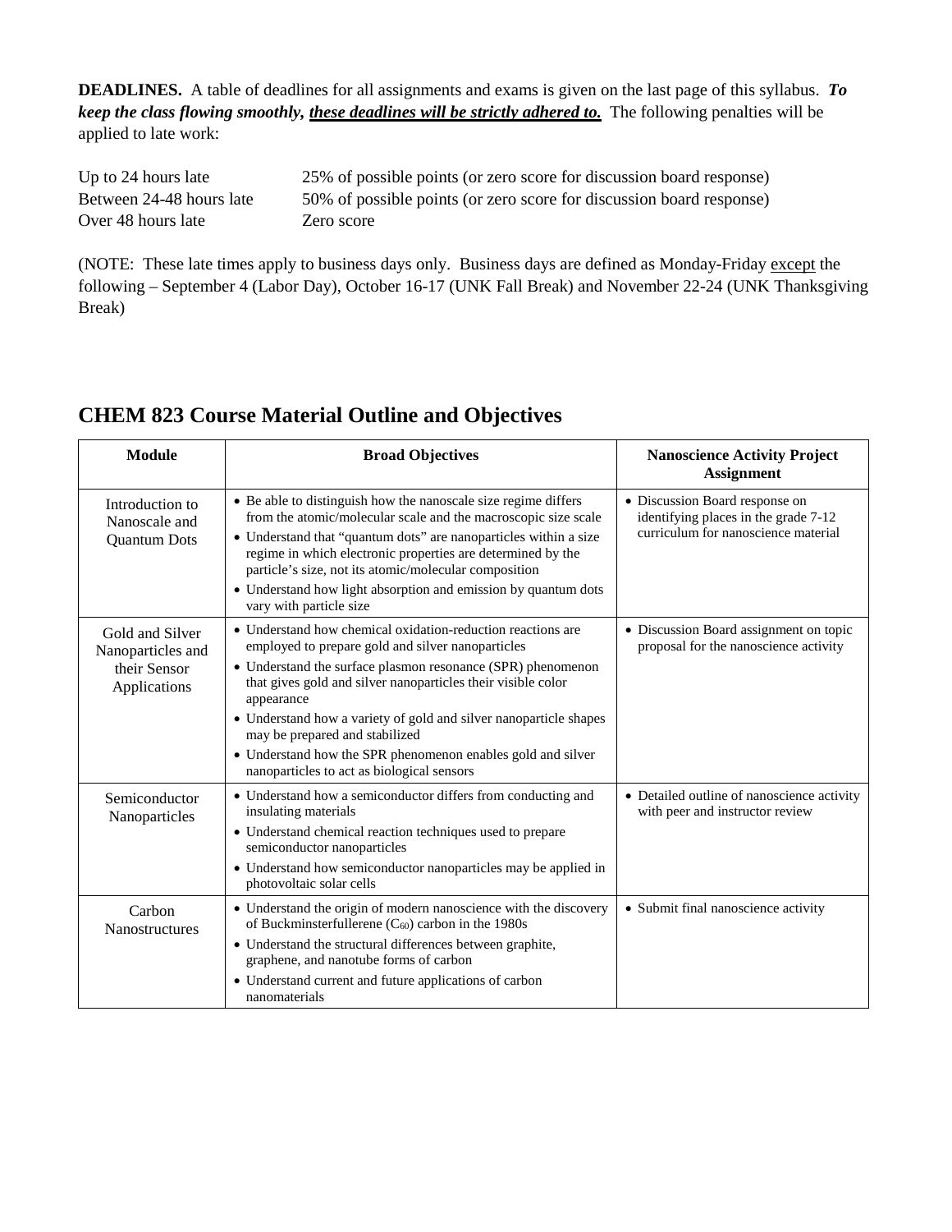**DEADLINES.** A table of deadlines for all assignments and exams is given on the last page of this syllabus. ***To keep the class flowing smoothly, <u>these deadlines will be strictly adhered to.</u>*** The following penalties will be applied to late work:

| | |
|---|---|
| Up to 24 hours late | 25% of possible points (or zero score for discussion board response) |
| Between 24-48 hours late | 50% of possible points (or zero score for discussion board response) |
| Over 48 hours late | Zero score |

(NOTE: These late times apply to business days only. Business days are defined as Monday-Friday <u>except</u> the following – September 4 (Labor Day), October 16-17 (UNK Fall Break) and November 22-24 (UNK Thanksgiving Break)

## CHEM 823 Course Material Outline and Objectives

| Module | Broad Objectives | Nanoscience Activity Project Assignment |
|---|---|---|
| Introduction to Nanoscale and Quantum Dots | • Be able to distinguish how the nanoscale size regime differs from the atomic/molecular scale and the macroscopic size scale<br>• Understand that "quantum dots" are nanoparticles within a size regime in which electronic properties are determined by the particle's size, not its atomic/molecular composition<br>• Understand how light absorption and emission by quantum dots vary with particle size | • Discussion Board response on identifying places in the grade 7-12 curriculum for nanoscience material |
| Gold and Silver Nanoparticles and their Sensor Applications | • Understand how chemical oxidation-reduction reactions are employed to prepare gold and silver nanoparticles<br>• Understand the surface plasmon resonance (SPR) phenomenon that gives gold and silver nanoparticles their visible color appearance<br>• Understand how a variety of gold and silver nanoparticle shapes may be prepared and stabilized<br>• Understand how the SPR phenomenon enables gold and silver nanoparticles to act as biological sensors | • Discussion Board assignment on topic proposal for the nanoscience activity |
| Semiconductor Nanoparticles | • Understand how a semiconductor differs from conducting and insulating materials<br>• Understand chemical reaction techniques used to prepare semiconductor nanoparticles<br>• Understand how semiconductor nanoparticles may be applied in photovoltaic solar cells | • Detailed outline of nanoscience activity with peer and instructor review |
| Carbon Nanostructures | • Understand the origin of modern nanoscience with the discovery of Buckminsterfullerene ($C_{60}$) carbon in the 1980s<br>• Understand the structural differences between graphite, graphene, and nanotube forms of carbon<br>• Understand current and future applications of carbon nanomaterials | • Submit final nanoscience activity |